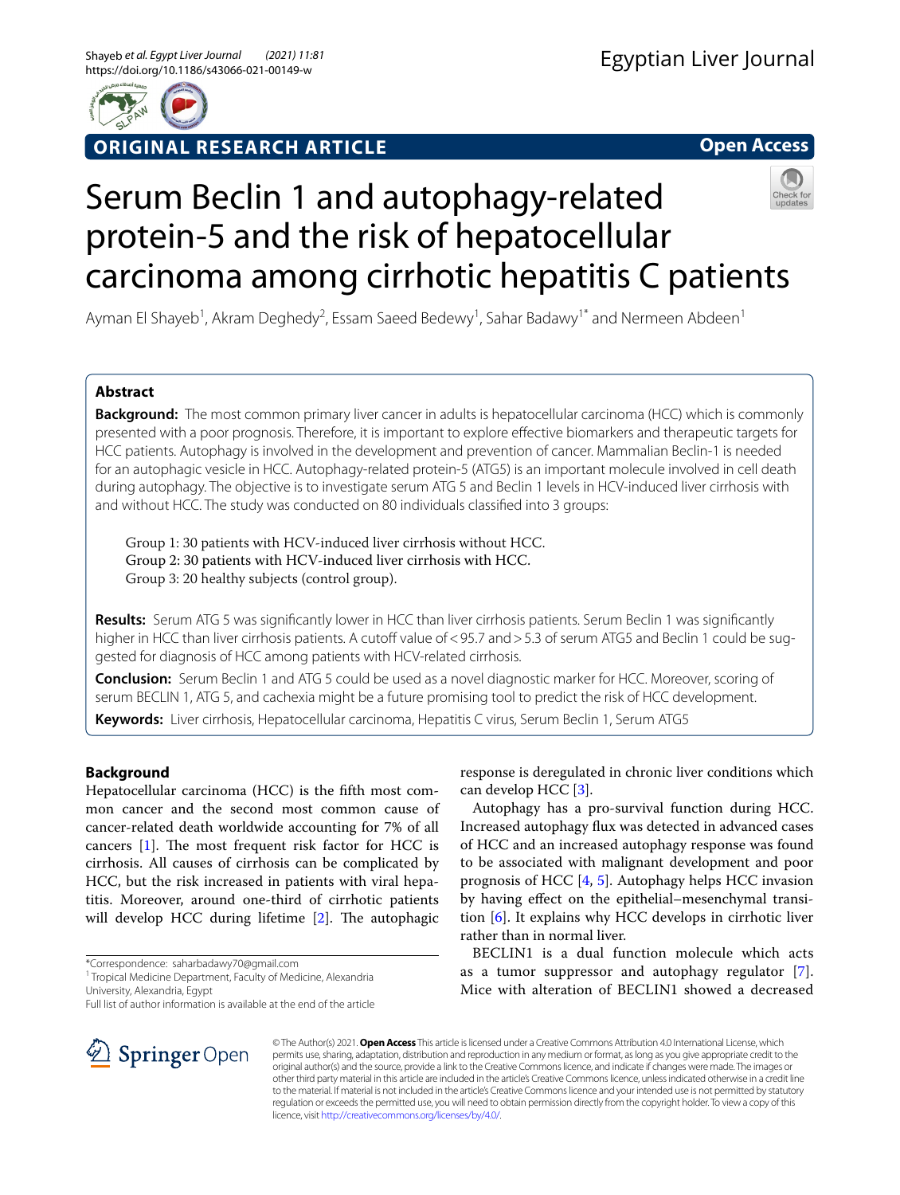ORIGINAL RESEARCH ARTICLE

Open Access

# Serum Beclin 1 and autophagy-related protein-5 and the risk of hepatocellular carcinoma among cirrhotic hepatitis C patients

Ayman El Shayeb[1], Akram Deghedy[2], Essam Saeed Bedewy[1], Sahar Badawy[1*] and Nermeen Abdeen[1]

## Abstract

**Background:** The most common primary liver cancer in adults is hepatocellular carcinoma (HCC) which is commonly presented with a poor prognosis. Therefore, it is important to explore effective biomarkers and therapeutic targets for HCC patients. Autophagy is involved in the development and prevention of cancer. Mammalian Beclin-1 is needed for an autophagic vesicle in HCC. Autophagy-related protein-5 (ATG5) is an important molecule involved in cell death during autophagy. The objective is to investigate serum ATG 5 and Beclin 1 levels in HCV-induced liver cirrhosis with and without HCC. The study was conducted on 80 individuals classified into 3 groups:

Group 1: 30 patients with HCV-induced liver cirrhosis without HCC.
Group 2: 30 patients with HCV-induced liver cirrhosis with HCC.
Group 3: 20 healthy subjects (control group).

**Results:** Serum ATG 5 was significantly lower in HCC than liver cirrhosis patients. Serum Beclin 1 was significantly higher in HCC than liver cirrhosis patients. A cutoff value of < 95.7 and > 5.3 of serum ATG5 and Beclin 1 could be suggested for diagnosis of HCC among patients with HCV-related cirrhosis.

**Conclusion:** Serum Beclin 1 and ATG 5 could be used as a novel diagnostic marker for HCC. Moreover, scoring of serum BECLIN 1, ATG 5, and cachexia might be a future promising tool to predict the risk of HCC development.

**Keywords:** Liver cirrhosis, Hepatocellular carcinoma, Hepatitis C virus, Serum Beclin 1, Serum ATG5

## Background

Hepatocellular carcinoma (HCC) is the fifth most common cancer and the second most common cause of cancer-related death worldwide accounting for 7% of all cancers [1]. The most frequent risk factor for HCC is cirrhosis. All causes of cirrhosis can be complicated by HCC, but the risk increased in patients with viral hepatitis. Moreover, around one-third of cirrhotic patients will develop HCC during lifetime [2]. The autophagic response is deregulated in chronic liver conditions which can develop HCC [3].

Autophagy has a pro-survival function during HCC. Increased autophagy flux was detected in advanced cases of HCC and an increased autophagy response was found to be associated with malignant development and poor prognosis of HCC [4, 5]. Autophagy helps HCC invasion by having effect on the epithelial–mesenchymal transition [6]. It explains why HCC develops in cirrhotic liver rather than in normal liver.

BECLIN1 is a dual function molecule which acts as a tumor suppressor and autophagy regulator [7]. Mice with alteration of BECLIN1 showed a decreased

*Correspondence: saharbadawy70@gmail.com
[1] Tropical Medicine Department, Faculty of Medicine, Alexandria University, Alexandria, Egypt
Full list of author information is available at the end of the article

© The Author(s) 2021. **Open Access** This article is licensed under a Creative Commons Attribution 4.0 International License, which permits use, sharing, adaptation, distribution and reproduction in any medium or format, as long as you give appropriate credit to the original author(s) and the source, provide a link to the Creative Commons licence, and indicate if changes were made. The images or other third party material in this article are included in the article's Creative Commons licence, unless indicated otherwise in a credit line to the material. If material is not included in the article's Creative Commons licence and your intended use is not permitted by statutory regulation or exceeds the permitted use, you will need to obtain permission directly from the copyright holder. To view a copy of this licence, visit http://creativecommons.org/licenses/by/4.0/.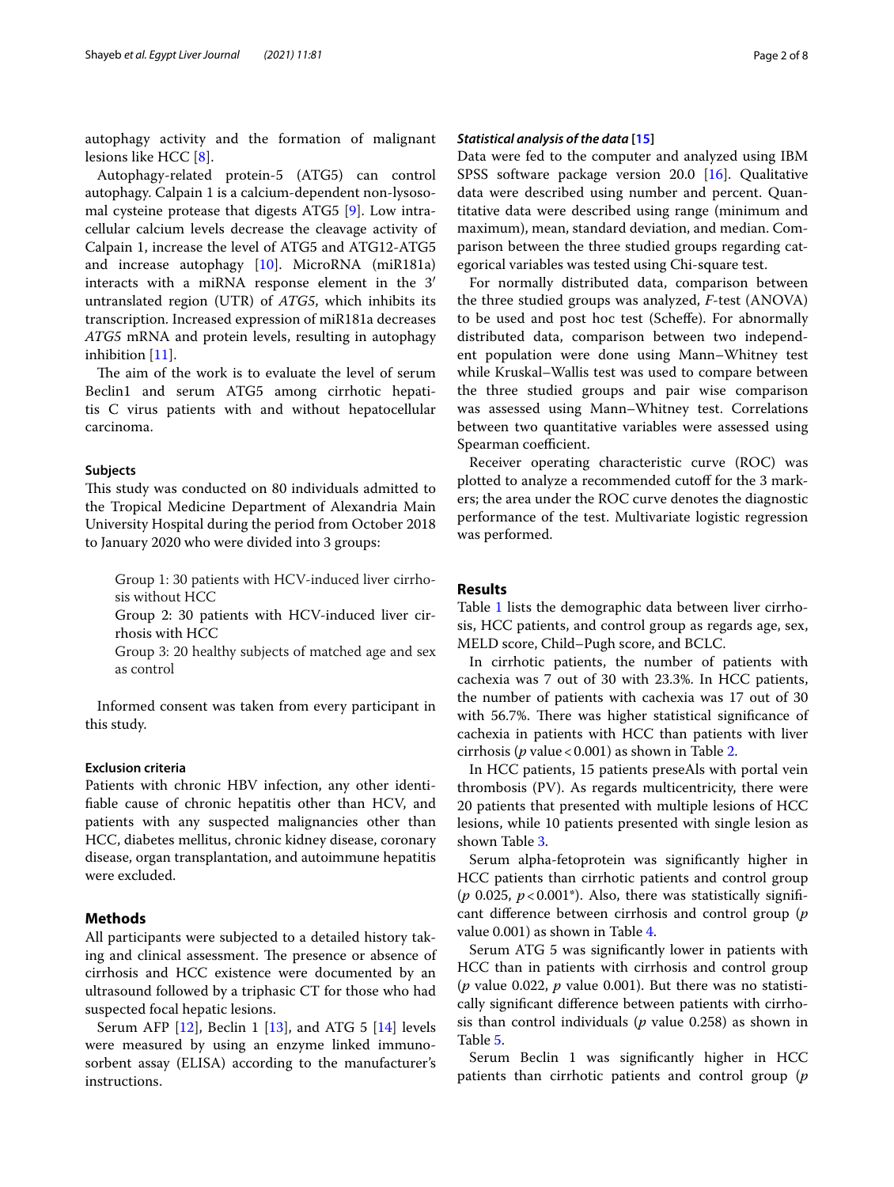autophagy activity and the formation of malignant lesions like HCC [8].

Autophagy-related protein-5 (ATG5) can control autophagy. Calpain 1 is a calcium-dependent non-lysosomal cysteine protease that digests ATG5 [9]. Low intracellular calcium levels decrease the cleavage activity of Calpain 1, increase the level of ATG5 and ATG12-ATG5 and increase autophagy [10]. MicroRNA (miR181a) interacts with a miRNA response element in the 3′ untranslated region (UTR) of *ATG5*, which inhibits its transcription. Increased expression of miR181a decreases *ATG5* mRNA and protein levels, resulting in autophagy inhibition [11].

The aim of the work is to evaluate the level of serum Beclin1 and serum ATG5 among cirrhotic hepatitis C virus patients with and without hepatocellular carcinoma.

### Subjects

This study was conducted on 80 individuals admitted to the Tropical Medicine Department of Alexandria Main University Hospital during the period from October 2018 to January 2020 who were divided into 3 groups:

- Group 1: 30 patients with HCV-induced liver cirrhosis without HCC
- Group 2: 30 patients with HCV-induced liver cirrhosis with HCC
- Group 3: 20 healthy subjects of matched age and sex as control

Informed consent was taken from every participant in this study.

### Exclusion criteria

Patients with chronic HBV infection, any other identifiable cause of chronic hepatitis other than HCV, and patients with any suspected malignancies other than HCC, diabetes mellitus, chronic kidney disease, coronary disease, organ transplantation, and autoimmune hepatitis were excluded.

## Methods

All participants were subjected to a detailed history taking and clinical assessment. The presence or absence of cirrhosis and HCC existence were documented by an ultrasound followed by a triphasic CT for those who had suspected focal hepatic lesions.

Serum AFP [12], Beclin 1 [13], and ATG 5 [14] levels were measured by using an enzyme linked immunosorbent assay (ELISA) according to the manufacturer's instructions.

### *Statistical analysis of the data* [15]

Data were fed to the computer and analyzed using IBM SPSS software package version 20.0 [16]. Qualitative data were described using number and percent. Quantitative data were described using range (minimum and maximum), mean, standard deviation, and median. Comparison between the three studied groups regarding categorical variables was tested using Chi-square test.

For normally distributed data, comparison between the three studied groups was analyzed, *F*-test (ANOVA) to be used and post hoc test (Scheffe). For abnormally distributed data, comparison between two independent population were done using Mann–Whitney test while Kruskal–Wallis test was used to compare between the three studied groups and pair wise comparison was assessed using Mann–Whitney test. Correlations between two quantitative variables were assessed using Spearman coefficient.

Receiver operating characteristic curve (ROC) was plotted to analyze a recommended cutoff for the 3 markers; the area under the ROC curve denotes the diagnostic performance of the test. Multivariate logistic regression was performed.

## Results

Table 1 lists the demographic data between liver cirrhosis, HCC patients, and control group as regards age, sex, MELD score, Child–Pugh score, and BCLC.

In cirrhotic patients, the number of patients with cachexia was 7 out of 30 with 23.3%. In HCC patients, the number of patients with cachexia was 17 out of 30 with 56.7%. There was higher statistical significance of cachexia in patients with HCC than patients with liver cirrhosis ($p$ value < 0.001) as shown in Table 2.

In HCC patients, 15 patients preseAls with portal vein thrombosis (PV). As regards multicentricity, there were 20 patients that presented with multiple lesions of HCC lesions, while 10 patients presented with single lesion as shown Table 3.

Serum alpha-fetoprotein was significantly higher in HCC patients than cirrhotic patients and control group ($p$ 0.025, $p$ < 0.001*). Also, there was statistically significant difference between cirrhosis and control group ($p$ value 0.001) as shown in Table 4.

Serum ATG 5 was significantly lower in patients with HCC than in patients with cirrhosis and control group ($p$ value 0.022, $p$ value 0.001). But there was no statistically significant difference between patients with cirrhosis than control individuals ($p$ value 0.258) as shown in Table 5.

Serum Beclin 1 was significantly higher in HCC patients than cirrhotic patients and control group ($p$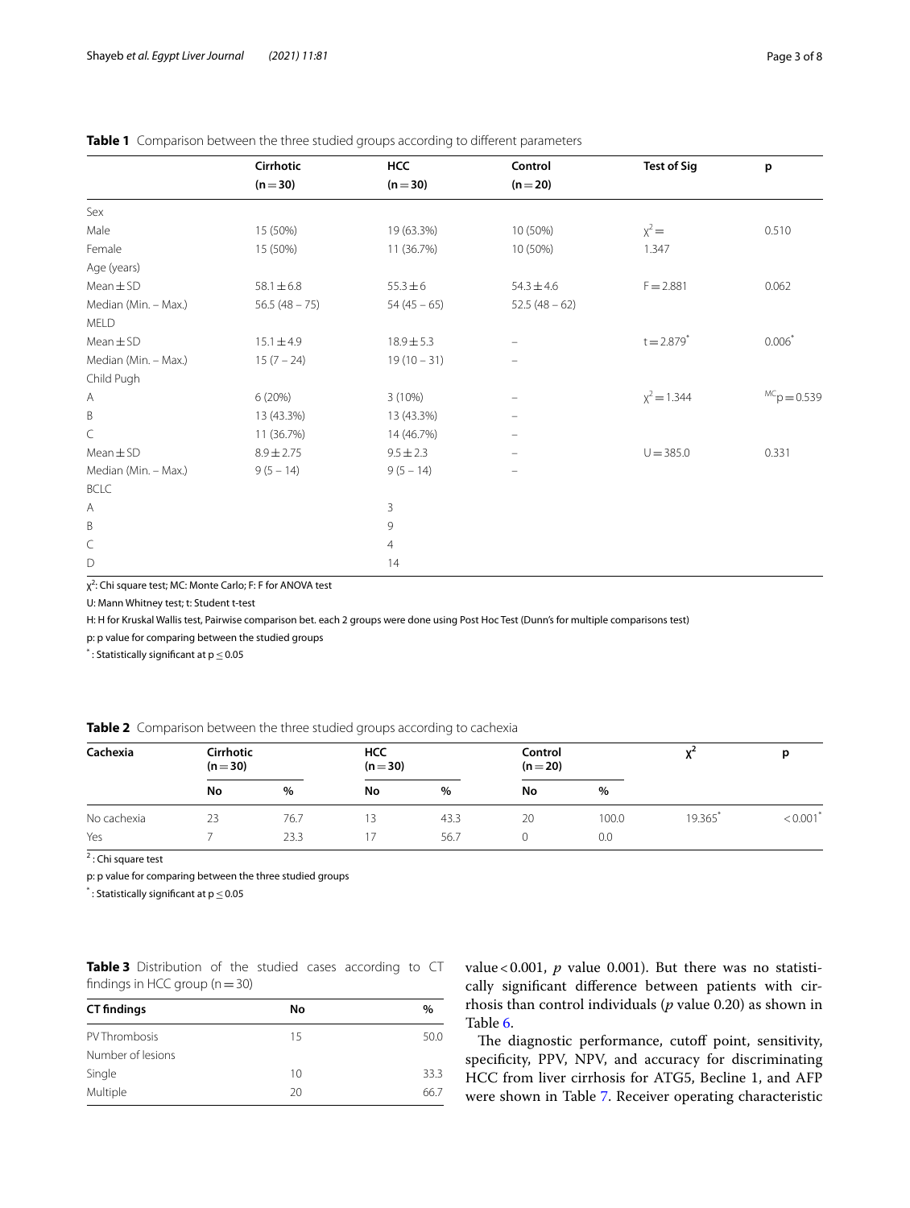**Table 1** Comparison between the three studied groups according to different parameters

| | Cirrhotic (n = 30) | HCC (n = 30) | Control (n = 20) | Test of Sig | p |
|---|---|---|---|---|---|
| Sex | | | | | |
| Male | 15 (50%) | 19 (63.3%) | 10 (50%) | $\chi^2 =$ 1.347 | 0.510 |
| Female | 15 (50%) | 11 (36.7%) | 10 (50%) | | |
| Age (years) | | | | | |
| Mean ± SD | 58.1 ± 6.8 | 55.3 ± 6 | 54.3 ± 4.6 | F = 2.881 | 0.062 |
| Median (Min. – Max.) | 56.5 (48 – 75) | 54 (45 – 65) | 52.5 (48 – 62) | | |
| MELD | | | | | |
| Mean ± SD | 15.1 ± 4.9 | 18.9 ± 5.3 | – | t = 2.879* | 0.006* |
| Median (Min. – Max.) | 15 (7 – 24) | 19 (10 – 31) | – | | |
| Child Pugh | | | | | |
| A | 6 (20%) | 3 (10%) | – | $\chi^2 = 1.344$ | $^{MC}p = 0.539$ |
| B | 13 (43.3%) | 13 (43.3%) | – | | |
| C | 11 (36.7%) | 14 (46.7%) | – | | |
| Mean ± SD | 8.9 ± 2.75 | 9.5 ± 2.3 | – | U = 385.0 | 0.331 |
| Median (Min. – Max.) | 9 (5 – 14) | 9 (5 – 14) | – | | |
| BCLC | | | | | |
| A | | 3 | | | |
| B | | 9 | | | |
| C | | 4 | | | |
| D | | 14 | | | |

$\chi^2$: Chi square test; MC: Monte Carlo; F: F for ANOVA test

U: Mann Whitney test; t: Student t-test

H: H for Kruskal Wallis test, Pairwise comparison bet. each 2 groups were done using Post Hoc Test (Dunn's for multiple comparisons test)

p: p value for comparing between the studied groups

*: Statistically significant at $p \leq 0.05$

**Table 2** Comparison between the three studied groups according to cachexia

| Cachexia | Cirrhotic (n = 30) | | HCC (n = 30) | | Control (n = 20) | | $\chi^2$ | p |
|---|---|---|---|---|---|---|---|---|
| | No | % | No | % | No | % | | |
| No cachexia | 23 | 76.7 | 13 | 43.3 | 20 | 100.0 | 19.365* | < 0.001* |
| Yes | 7 | 23.3 | 17 | 56.7 | 0 | 0.0 | | |

$^2$: Chi square test

p: p value for comparing between the three studied groups

*: Statistically significant at $p \leq 0.05$

**Table 3** Distribution of the studied cases according to CT findings in HCC group (n = 30)

| CT findings | No | % |
|---|---|---|
| PV Thrombosis | 15 | 50.0 |
| Number of lesions | | |
| Single | 10 | 33.3 |
| Multiple | 20 | 66.7 |

value < 0.001, *p* value 0.001). But there was no statistically significant difference between patients with cirrhosis than control individuals (*p* value 0.20) as shown in Table 6.

The diagnostic performance, cutoff point, sensitivity, specificity, PPV, NPV, and accuracy for discriminating HCC from liver cirrhosis for ATG5, Becline 1, and AFP were shown in Table 7. Receiver operating characteristic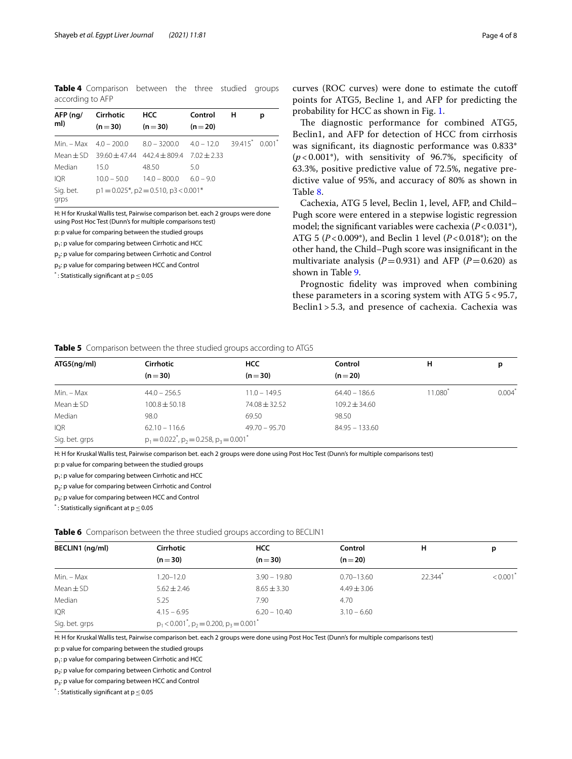**Table 4** Comparison between the three studied groups according to AFP

| AFP (ng/ml) | Cirrhotic (n = 30) | HCC (n = 30) | Control (n = 20) | H | p |
|---|---|---|---|---|---|
| Min. – Max | 4.0 – 200.0 | 8.0 – 3200.0 | 4.0 – 12.0 | 39.415* | 0.001* |
| Mean ± SD | 39.60 ± 47.44 | 442.4 ± 809.4 | 7.02 ± 2.33 | | |
| Median | 15.0 | 48.50 | 5.0 | | |
| IQR | 10.0 – 50.0 | 14.0 – 800.0 | 6.0 – 9.0 | | |
| Sig. bet. grps | $p1 = 0.025$*, $p2 = 0.510$, $p3 < 0.001$* | | | | |

H: H for Kruskal Wallis test, Pairwise comparison bet. each 2 groups were done using Post Hoc Test (Dunn's for multiple comparisons test)

p: p value for comparing between the studied groups

$p_1$: p value for comparing between Cirrhotic and HCC

$p_2$: p value for comparing between Cirrhotic and Control

$p_3$: p value for comparing between HCC and Control

*: Statistically significant at $p \leq 0.05$

curves (ROC curves) were done to estimate the cutoff points for ATG5, Becline 1, and AFP for predicting the probability for HCC as shown in Fig. 1.

The diagnostic performance for combined ATG5, Beclin1, and AFP for detection of HCC from cirrhosis was significant, its diagnostic performance was 0.833* ($p < 0.001$*), with sensitivity of 96.7%, specificity of 63.3%, positive predictive value of 72.5%, negative predictive value of 95%, and accuracy of 80% as shown in Table 8.

Cachexia, ATG 5 level, Beclin 1, level, AFP, and Child–Pugh score were entered in a stepwise logistic regression model; the significant variables were cachexia ($P < 0.031$*), ATG 5 ($P < 0.009$*), and Beclin 1 level ($P < 0.018$*); on the other hand, the Child–Pugh score was insignificant in the multivariate analysis ($P = 0.931$) and AFP ($P = 0.620$) as shown in Table 9.

Prognostic fidelity was improved when combining these parameters in a scoring system with ATG 5 < 95.7, Beclin1 > 5.3, and presence of cachexia. Cachexia was

**Table 5** Comparison between the three studied groups according to ATG5

| ATG5(ng/ml) | Cirrhotic (n = 30) | HCC (n = 30) | Control (n = 20) | H | p |
|---|---|---|---|---|---|
| Min. – Max | 44.0 – 256.5 | 11.0 – 149.5 | 64.40 – 186.6 | 11.080* | 0.004* |
| Mean ± SD | 100.8 ± 50.18 | 74.08 ± 32.52 | 109.2 ± 34.60 | | |
| Median | 98.0 | 69.50 | 98.50 | | |
| IQR | 62.10 – 116.6 | 49.70 – 95.70 | 84.95 – 133.60 | | |
| Sig. bet. grps | $p_1 = 0.022$*, $p_2 = 0.258$, $p_3 = 0.001$* | | | | |

H: H for Kruskal Wallis test, Pairwise comparison bet. each 2 groups were done using Post Hoc Test (Dunn's for multiple comparisons test)

p: p value for comparing between the studied groups

$p_1$: p value for comparing between Cirrhotic and HCC

$p_2$: p value for comparing between Cirrhotic and Control

$p_3$: p value for comparing between HCC and Control

*: Statistically significant at $p \leq 0.05$

**Table 6** Comparison between the three studied groups according to BECLIN1

| BECLIN1 (ng/ml) | Cirrhotic (n = 30) | HCC (n = 30) | Control (n = 20) | H | p |
|---|---|---|---|---|---|
| Min. – Max | 1.20–12.0 | 3.90 – 19.80 | 0.70–13.60 | 22.344* | < 0.001* |
| Mean ± SD | 5.62 ± 2.46 | 8.65 ± 3.30 | 4.49 ± 3.06 | | |
| Median | 5.25 | 7.90 | 4.70 | | |
| IQR | 4.15 – 6.95 | 6.20 – 10.40 | 3.10 – 6.60 | | |
| Sig. bet. grps | $p_1 < 0.001$*, $p_2 = 0.200$, $p_3 = 0.001$* | | | | |

H: H for Kruskal Wallis test, Pairwise comparison bet. each 2 groups were done using Post Hoc Test (Dunn's for multiple comparisons test)

p: p value for comparing between the studied groups

$p_1$: p value for comparing between Cirrhotic and HCC

$p_2$: p value for comparing between Cirrhotic and Control

$p_3$: p value for comparing between HCC and Control

*: Statistically significant at $p \leq 0.05$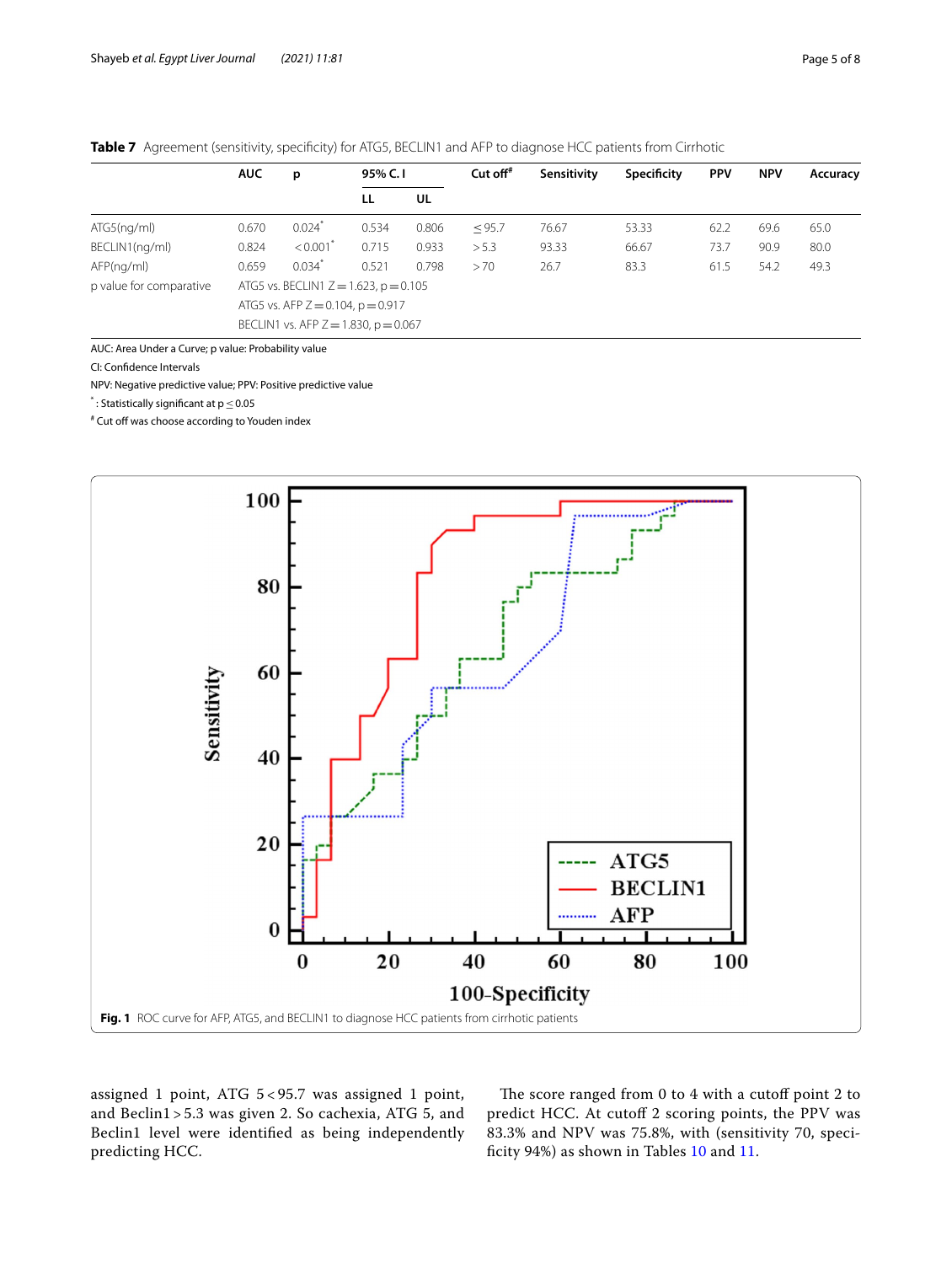**Table 7** Agreement (sensitivity, specificity) for ATG5, BECLIN1 and AFP to diagnose HCC patients from Cirrhotic

| | AUC | p | 95% C. I | | Cut off[#] | Sensitivity | Specificity | PPV | NPV | Accuracy |
|---|---|---|---|---|---|---|---|---|---|---|
| | | | LL | UL | | | | | | |
| ATG5(ng/ml) | 0.670 | 0.024[*] | 0.534 | 0.806 | ≤95.7 | 76.67 | 53.33 | 62.2 | 69.6 | 65.0 |
| BECLIN1(ng/ml) | 0.824 | <0.001[*] | 0.715 | 0.933 | >5.3 | 93.33 | 66.67 | 73.7 | 90.9 | 80.0 |
| AFP(ng/ml) | 0.659 | 0.034[*] | 0.521 | 0.798 | >70 | 26.7 | 83.3 | 61.5 | 54.2 | 49.3 |
| p value for comparative | ATG5 vs. BECLIN1 Z = 1.623, p = 0.105 | | | | | | | | | |
| | ATG5 vs. AFP Z = 0.104, p = 0.917 | | | | | | | | | |
| | BECLIN1 vs. AFP Z = 1.830, p = 0.067 | | | | | | | | | |

AUC: Area Under a Curve; p value: Probability value

CI: Confidence Intervals

NPV: Negative predictive value; PPV: Positive predictive value

[*]: Statistically significant at $p \leq 0.05$

[#] Cut off was choose according to Youden index

**Fig. 1** ROC curve for AFP, ATG5, and BECLIN1 to diagnose HCC patients from cirrhotic patients

assigned 1 point, ATG 5 < 95.7 was assigned 1 point, and Beclin1 > 5.3 was given 2. So cachexia, ATG 5, and Beclin1 level were identified as being independently predicting HCC.

The score ranged from 0 to 4 with a cutoff point 2 to predict HCC. At cutoff 2 scoring points, the PPV was 83.3% and NPV was 75.8%, with (sensitivity 70, specificity 94%) as shown in Tables 10 and 11.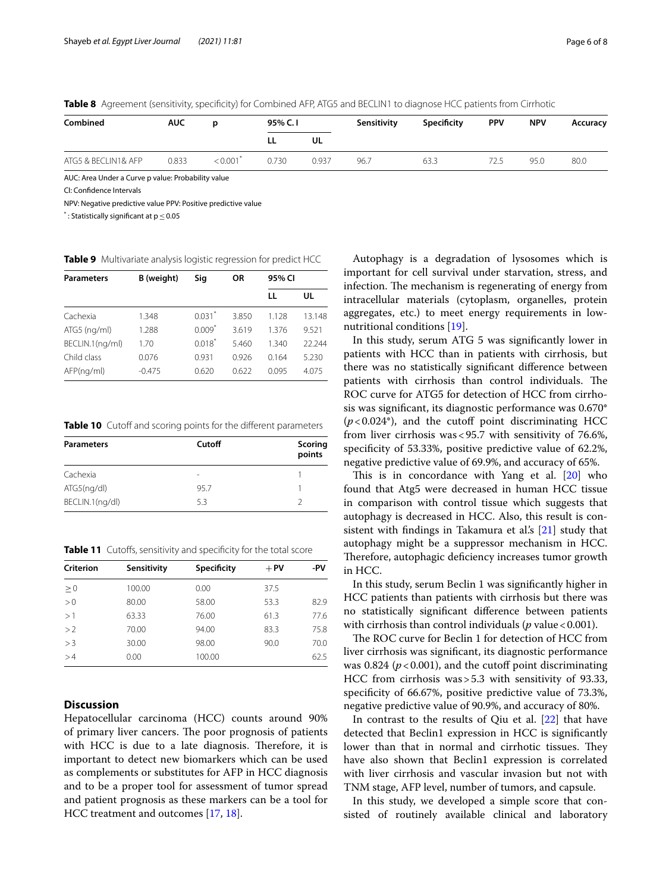**Table 8** Agreement (sensitivity, specificity) for Combined AFP, ATG5 and BECLIN1 to diagnose HCC patients from Cirrhotic

| Combined | AUC | p | 95% C.I | | Sensitivity | Specificity | PPV | NPV | Accuracy |
|---|---|---|---|---|---|---|---|---|---|
| | | | LL | UL | | | | | |
| ATG5 & BECLIN1& AFP | 0.833 | <0.001* | 0.730 | 0.937 | 96.7 | 63.3 | 72.5 | 95.0 | 80.0 |

AUC: Area Under a Curve p value: Probability value

CI: Confidence Intervals

NPV: Negative predictive value PPV: Positive predictive value

*: Statistically significant at $p \leq 0.05$

**Table 9** Multivariate analysis logistic regression for predict HCC

| Parameters | B (weight) | Sig | OR | 95% CI | |
|---|---|---|---|---|---|
| | | | | LL | UL |
| Cachexia | 1.348 | 0.031* | 3.850 | 1.128 | 13.148 |
| ATG5 (ng/ml) | 1.288 | 0.009* | 3.619 | 1.376 | 9.521 |
| BECLIN.1(ng/ml) | 1.70 | 0.018* | 5.460 | 1.340 | 22.244 |
| Child class | 0.076 | 0.931 | 0.926 | 0.164 | 5.230 |
| AFP(ng/ml) | -0.475 | 0.620 | 0.622 | 0.095 | 4.075 |

**Table 10** Cutoff and scoring points for the different parameters

| Parameters | Cutoff | Scoring points |
|---|---|---|
| Cachexia | - | 1 |
| ATG5(ng/dl) | 95.7 | 1 |
| BECLIN.1(ng/dl) | 5.3 | 2 |

**Table 11** Cutoffs, sensitivity and specificity for the total score

| Criterion | Sensitivity | Specificity | +PV | -PV |
|---|---|---|---|---|
| ≥0 | 100.00 | 0.00 | 37.5 | |
| >0 | 80.00 | 58.00 | 53.3 | 82.9 |
| >1 | 63.33 | 76.00 | 61.3 | 77.6 |
| >2 | 70.00 | 94.00 | 83.3 | 75.8 |
| >3 | 30.00 | 98.00 | 90.0 | 70.0 |
| >4 | 0.00 | 100.00 | | 62.5 |

## Discussion

Hepatocellular carcinoma (HCC) counts around 90% of primary liver cancers. The poor prognosis of patients with HCC is due to a late diagnosis. Therefore, it is important to detect new biomarkers which can be used as complements or substitutes for AFP in HCC diagnosis and to be a proper tool for assessment of tumor spread and patient prognosis as these markers can be a tool for HCC treatment and outcomes [17, 18].

Autophagy is a degradation of lysosomes which is important for cell survival under starvation, stress, and infection. The mechanism is regenerating of energy from intracellular materials (cytoplasm, organelles, protein aggregates, etc.) to meet energy requirements in low-nutritional conditions [19].

In this study, serum ATG 5 was significantly lower in patients with HCC than in patients with cirrhosis, but there was no statistically significant difference between patients with cirrhosis than control individuals. The ROC curve for ATG5 for detection of HCC from cirrhosis was significant, its diagnostic performance was 0.670* ($p < 0.024$*), and the cutoff point discriminating HCC from liver cirrhosis was <95.7 with sensitivity of 76.6%, specificity of 53.33%, positive predictive value of 62.2%, negative predictive value of 69.9%, and accuracy of 65%.

This is in concordance with Yang et al. [20] who found that Atg5 were decreased in human HCC tissue in comparison with control tissue which suggests that autophagy is decreased in HCC. Also, this result is consistent with findings in Takamura et al.'s [21] study that autophagy might be a suppressor mechanism in HCC. Therefore, autophagic deficiency increases tumor growth in HCC.

In this study, serum Beclin 1 was significantly higher in HCC patients than patients with cirrhosis but there was no statistically significant difference between patients with cirrhosis than control individuals ($p$ value < 0.001).

The ROC curve for Beclin 1 for detection of HCC from liver cirrhosis was significant, its diagnostic performance was 0.824 ($p < 0.001$), and the cutoff point discriminating HCC from cirrhosis was >5.3 with sensitivity of 93.33, specificity of 66.67%, positive predictive value of 73.3%, negative predictive value of 90.9%, and accuracy of 80%.

In contrast to the results of Qiu et al. [22] that have detected that Beclin1 expression in HCC is significantly lower than that in normal and cirrhotic tissues. They have also shown that Beclin1 expression is correlated with liver cirrhosis and vascular invasion but not with TNM stage, AFP level, number of tumors, and capsule.

In this study, we developed a simple score that consisted of routinely available clinical and laboratory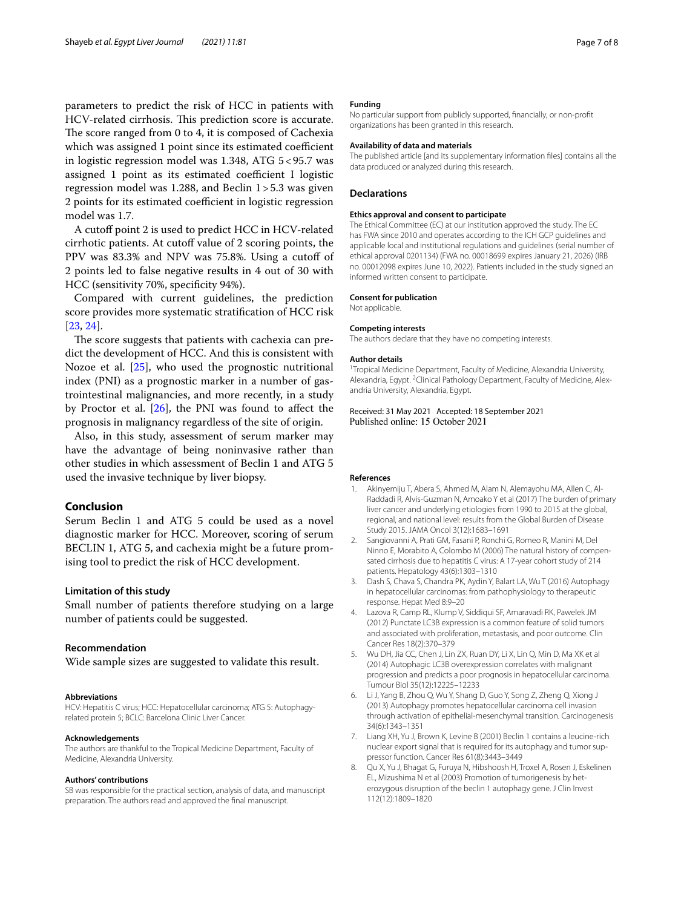parameters to predict the risk of HCC in patients with HCV-related cirrhosis. This prediction score is accurate. The score ranged from 0 to 4, it is composed of Cachexia which was assigned 1 point since its estimated coefficient in logistic regression model was 1.348, ATG 5 < 95.7 was assigned 1 point as its estimated coefficient I logistic regression model was 1.288, and Beclin 1 > 5.3 was given 2 points for its estimated coefficient in logistic regression model was 1.7.

A cutoff point 2 is used to predict HCC in HCV-related cirrhotic patients. At cutoff value of 2 scoring points, the PPV was 83.3% and NPV was 75.8%. Using a cutoff of 2 points led to false negative results in 4 out of 30 with HCC (sensitivity 70%, specificity 94%).

Compared with current guidelines, the prediction score provides more systematic stratification of HCC risk [23, 24].

The score suggests that patients with cachexia can predict the development of HCC. And this is consistent with Nozoe et al. [25], who used the prognostic nutritional index (PNI) as a prognostic marker in a number of gastrointestinal malignancies, and more recently, in a study by Proctor et al. [26], the PNI was found to affect the prognosis in malignancy regardless of the site of origin.

Also, in this study, assessment of serum marker may have the advantage of being noninvasive rather than other studies in which assessment of Beclin 1 and ATG 5 used the invasive technique by liver biopsy.

## Conclusion

Serum Beclin 1 and ATG 5 could be used as a novel diagnostic marker for HCC. Moreover, scoring of serum BECLIN 1, ATG 5, and cachexia might be a future promising tool to predict the risk of HCC development.

### Limitation of this study

Small number of patients therefore studying on a large number of patients could be suggested.

### Recommendation

Wide sample sizes are suggested to validate this result.

#### Abbreviations

HCV: Hepatitis C virus; HCC: Hepatocellular carcinoma; ATG 5: Autophagy-related protein 5; BCLC: Barcelona Clinic Liver Cancer.

#### Acknowledgements

The authors are thankful to the Tropical Medicine Department, Faculty of Medicine, Alexandria University.

#### Authors' contributions

SB was responsible for the practical section, analysis of data, and manuscript preparation. The authors read and approved the final manuscript.

#### Funding

No particular support from publicly supported, financially, or non-profit organizations has been granted in this research.

#### Availability of data and materials

The published article [and its supplementary information files] contains all the data produced or analyzed during this research.

### Declarations

#### Ethics approval and consent to participate

The Ethical Committee (EC) at our institution approved the study. The EC has FWA since 2010 and operates according to the ICH GCP guidelines and applicable local and institutional regulations and guidelines (serial number of ethical approval 0201134) (FWA no. 00018699 expires January 21, 2026) (IRB no. 00012098 expires June 10, 2022). Patients included in the study signed an informed written consent to participate.

#### Consent for publication

Not applicable.

#### Competing interests

The authors declare that they have no competing interests.

#### Author details

[1]Tropical Medicine Department, Faculty of Medicine, Alexandria University, Alexandria, Egypt. [2]Clinical Pathology Department, Faculty of Medicine, Alexandria University, Alexandria, Egypt.

Received: 31 May 2021 Accepted: 18 September 2021
Published online: 15 October 2021

#### References

1. Akinyemiju T, Abera S, Ahmed M, Alam N, Alemayohu MA, Allen C, Al-Raddadi R, Alvis-Guzman N, Amoako Y et al (2017) The burden of primary liver cancer and underlying etiologies from 1990 to 2015 at the global, regional, and national level: results from the Global Burden of Disease Study 2015. JAMA Oncol 3(12):1683–1691
2. Sangiovanni A, Prati GM, Fasani P, Ronchi G, Romeo R, Manini M, Del Ninno E, Morabito A, Colombo M (2006) The natural history of compensated cirrhosis due to hepatitis C virus: A 17-year cohort study of 214 patients. Hepatology 43(6):1303–1310
3. Dash S, Chava S, Chandra PK, Aydin Y, Balart LA, Wu T (2016) Autophagy in hepatocellular carcinomas: from pathophysiology to therapeutic response. Hepat Med 8:9–20
4. Lazova R, Camp RL, Klump V, Siddiqui SF, Amaravadi RK, Pawelek JM (2012) Punctate LC3B expression is a common feature of solid tumors and associated with proliferation, metastasis, and poor outcome. Clin Cancer Res 18(2):370–379
5. Wu DH, Jia CC, Chen J, Lin ZX, Ruan DY, Li X, Lin Q, Min D, Ma XK et al (2014) Autophagic LC3B overexpression correlates with malignant progression and predicts a poor prognosis in hepatocellular carcinoma. Tumour Biol 35(12):12225–12233
6. Li J, Yang B, Zhou Q, Wu Y, Shang D, Guo Y, Song Z, Zheng Q, Xiong J (2013) Autophagy promotes hepatocellular carcinoma cell invasion through activation of epithelial-mesenchymal transition. Carcinogenesis 34(6):1343–1351
7. Liang XH, Yu J, Brown K, Levine B (2001) Beclin 1 contains a leucine-rich nuclear export signal that is required for its autophagy and tumor suppressor function. Cancer Res 61(8):3443–3449
8. Qu X, Yu J, Bhagat G, Furuya N, Hibshoosh H, Troxel A, Rosen J, Eskelinen EL, Mizushima N et al (2003) Promotion of tumorigenesis by heterozygous disruption of the beclin 1 autophagy gene. J Clin Invest 112(12):1809–1820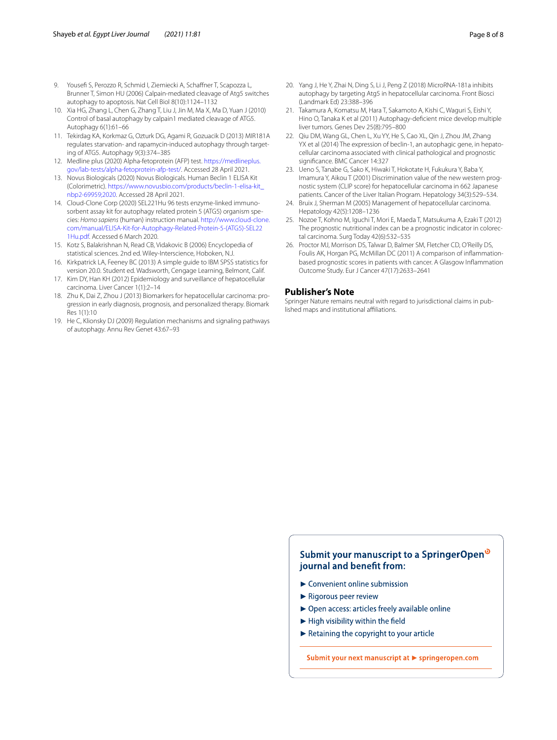9. Yousefi S, Perozzo R, Schmid I, Ziemiecki A, Schaffner T, Scapozza L, Brunner T, Simon HU (2006) Calpain-mediated cleavage of Atg5 switches autophagy to apoptosis. Nat Cell Biol 8(10):1124–1132
10. Xia HG, Zhang L, Chen G, Zhang T, Liu J, Jin M, Ma X, Ma D, Yuan J (2010) Control of basal autophagy by calpain1 mediated cleavage of ATG5. Autophagy 6(1):61–66
11. Tekirdag KA, Korkmaz G, Ozturk DG, Agami R, Gozuacik D (2013) MIR181A regulates starvation- and rapamycin-induced autophagy through targeting of ATG5. Autophagy 9(3):374–385
12. Medline plus (2020) Alpha-fetoprotein (AFP) test. https://medlineplus.gov/lab-tests/alpha-fetoprotein-afp-test/. Accessed 28 April 2021.
13. Novus Biologicals (2020) Novus Biologicals. Human Beclin 1 ELISA Kit (Colorimetric). https://www.novusbio.com/products/beclin-1-elisa-kit_nbp2-69959;2020. Accessed 28 April 2021.
14. Cloud-Clone Corp (2020) SEL221Hu 96 tests enzyme-linked immunosorbent assay kit for autophagy related protein 5 (ATG5) organism species: *Homo sapiens* (human) instruction manual. http://www.cloud-clone.com/manual/ELISA-Kit-for-Autophagy-Related-Protein-5-(ATG5)-SEL221Hu.pdf. Accessed 6 March 2020.
15. Kotz S, Balakrishnan N, Read CB, Vidakovic B (2006) Encyclopedia of statistical sciences. 2nd ed. Wiley-Interscience, Hoboken, N.J.
16. Kirkpatrick LA, Feeney BC (2013) A simple guide to IBM SPSS statistics for version 20.0. Student ed. Wadsworth, Cengage Learning, Belmont, Calif.
17. Kim DY, Han KH (2012) Epidemiology and surveillance of hepatocellular carcinoma. Liver Cancer 1(1):2–14
18. Zhu K, Dai Z, Zhou J (2013) Biomarkers for hepatocellular carcinoma: progression in early diagnosis, prognosis, and personalized therapy. Biomark Res 1(1):10
19. He C, Klionsky DJ (2009) Regulation mechanisms and signaling pathways of autophagy. Annu Rev Genet 43:67–93
20. Yang J, He Y, Zhai N, Ding S, Li J, Peng Z (2018) MicroRNA-181a inhibits autophagy by targeting Atg5 in hepatocellular carcinoma. Front Biosci (Landmark Ed) 23:388–396
21. Takamura A, Komatsu M, Hara T, Sakamoto A, Kishi C, Waguri S, Eishi Y, Hino O, Tanaka K et al (2011) Autophagy-deficient mice develop multiple liver tumors. Genes Dev 25(8):795–800
22. Qiu DM, Wang GL, Chen L, Xu YY, He S, Cao XL, Qin J, Zhou JM, Zhang YX et al (2014) The expression of beclin-1, an autophagic gene, in hepatocellular carcinoma associated with clinical pathological and prognostic significance. BMC Cancer 14:327
23. Ueno S, Tanabe G, Sako K, Hiwaki T, Hokotate H, Fukukura Y, Baba Y, Imamura Y, Aikou T (2001) Discrimination value of the new western prognostic system (CLIP score) for hepatocellular carcinoma in 662 Japanese patients. Cancer of the Liver Italian Program. Hepatology 34(3):529–534.
24. Bruix J, Sherman M (2005) Management of hepatocellular carcinoma. Hepatology 42(5):1208–1236
25. Nozoe T, Kohno M, Iguchi T, Mori E, Maeda T, Matsukuma A, Ezaki T (2012) The prognostic nutritional index can be a prognostic indicator in colorectal carcinoma. Surg Today 42(6):532–535
26. Proctor MJ, Morrison DS, Talwar D, Balmer SM, Fletcher CD, O'Reilly DS, Foulis AK, Horgan PG, McMillan DC (2011) A comparison of inflammation-based prognostic scores in patients with cancer. A Glasgow Inflammation Outcome Study. Eur J Cancer 47(17):2633–2641

## Publisher's Note

Springer Nature remains neutral with regard to jurisdictional claims in published maps and institutional affiliations.